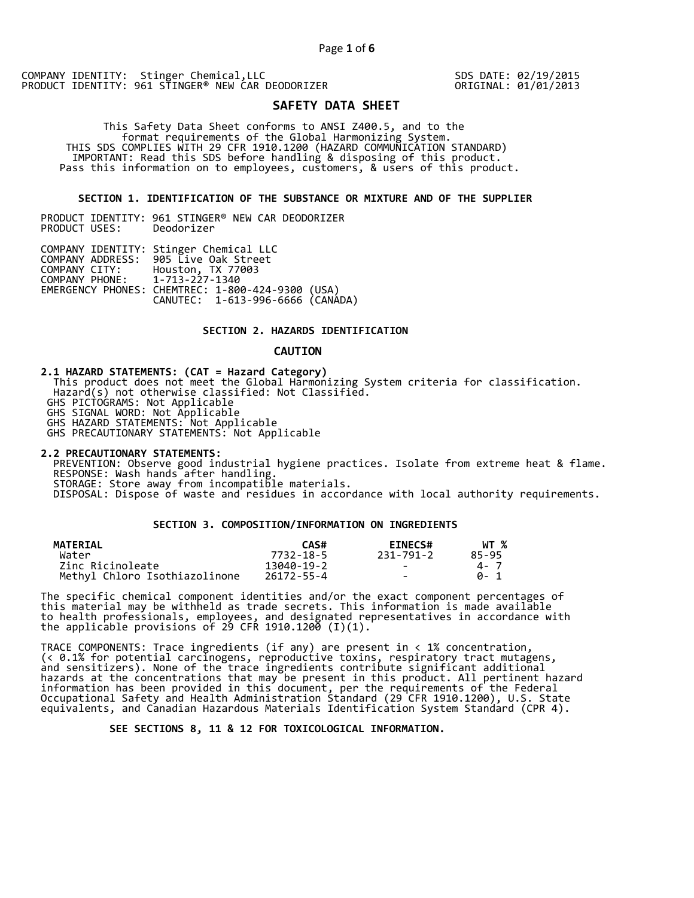COMPANY IDENTITY: Stinger Chemical,LLC
PRODUCT IDENTITY: 961 STINGER® NEW CAR DEODORIZER

SDS DATE: 02/19/2015
ORIGINAL: 01/01/2013

# SAFETY DATA SHEET

This Safety Data Sheet conforms to ANSI Z400.5, and to the format requirements of the Global Harmonizing System.
THIS SDS COMPLIES WITH 29 CFR 1910.1200 (HAZARD COMMUNICATION STANDARD)
IMPORTANT: Read this SDS before handling & disposing of this product.
Pass this information on to employees, customers, & users of this product.

## SECTION 1. IDENTIFICATION OF THE SUBSTANCE OR MIXTURE AND OF THE SUPPLIER

PRODUCT IDENTITY: 961 STINGER® NEW CAR DEODORIZER
PRODUCT USES: Deodorizer

COMPANY IDENTITY: Stinger Chemical LLC
COMPANY ADDRESS: 905 Live Oak Street
COMPANY CITY: Houston, TX 77003
COMPANY PHONE: 1-713-227-1340
EMERGENCY PHONES: CHEMTREC: 1-800-424-9300 (USA)
CANUTEC: 1-613-996-6666 (CANADA)

## SECTION 2. HAZARDS IDENTIFICATION

**CAUTION**

**2.1 HAZARD STATEMENTS: (CAT = Hazard Category)**
This product does not meet the Global Harmonizing System criteria for classification.
Hazard(s) not otherwise classified: Not Classified.
GHS PICTOGRAMS: Not Applicable
GHS SIGNAL WORD: Not Applicable
GHS HAZARD STATEMENTS: Not Applicable
GHS PRECAUTIONARY STATEMENTS: Not Applicable

**2.2 PRECAUTIONARY STATEMENTS:**
PREVENTION: Observe good industrial hygiene practices. Isolate from extreme heat & flame.
RESPONSE: Wash hands after handling.
STORAGE: Store away from incompatible materials.
DISPOSAL: Dispose of waste and residues in accordance with local authority requirements.

## SECTION 3. COMPOSITION/INFORMATION ON INGREDIENTS

| MATERIAL | CAS# | EINECS# | WT % |
|---|---|---|---|
| Water | 7732-18-5 | 231-791-2 | 85-95 |
| Zinc Ricinoleate | 13040-19-2 | - | 4- 7 |
| Methyl Chloro Isothiazolinone | 26172-55-4 | - | 0- 1 |

The specific chemical component identities and/or the exact component percentages of this material may be withheld as trade secrets. This information is made available to health professionals, employees, and designated representatives in accordance with the applicable provisions of 29 CFR 1910.1200 (I)(1).

TRACE COMPONENTS: Trace ingredients (if any) are present in < 1% concentration, (< 0.1% for potential carcinogens, reproductive toxins, respiratory tract mutagens, and sensitizers). None of the trace ingredients contribute significant additional hazards at the concentrations that may be present in this product. All pertinent hazard information has been provided in this document, per the requirements of the Federal Occupational Safety and Health Administration Standard (29 CFR 1910.1200), U.S. State equivalents, and Canadian Hazardous Materials Identification System Standard (CPR 4).

**SEE SECTIONS 8, 11 & 12 FOR TOXICOLOGICAL INFORMATION.**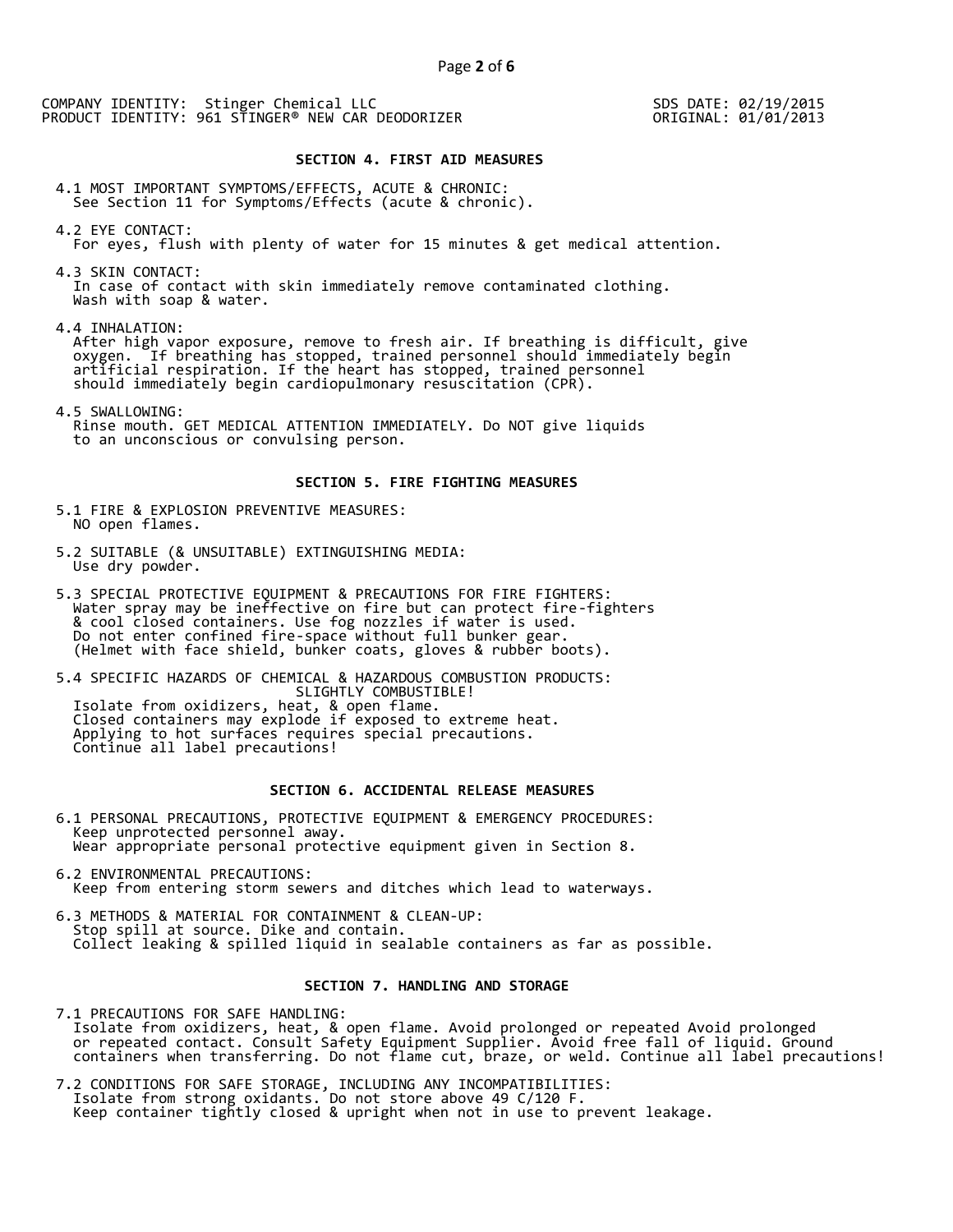COMPANY IDENTITY: Stinger Chemical LLC
PRODUCT IDENTITY: 961 STINGER® NEW CAR DEODORIZER

SDS DATE: 02/19/2015
ORIGINAL: 01/01/2013

## SECTION 4. FIRST AID MEASURES

4.1 MOST IMPORTANT SYMPTOMS/EFFECTS, ACUTE & CHRONIC:
See Section 11 for Symptoms/Effects (acute & chronic).

4.2 EYE CONTACT:
For eyes, flush with plenty of water for 15 minutes & get medical attention.

4.3 SKIN CONTACT:
In case of contact with skin immediately remove contaminated clothing.
Wash with soap & water.

4.4 INHALATION:
After high vapor exposure, remove to fresh air. If breathing is difficult, give oxygen. If breathing has stopped, trained personnel should immediately begin artificial respiration. If the heart has stopped, trained personnel should immediately begin cardiopulmonary resuscitation (CPR).

4.5 SWALLOWING:
Rinse mouth. GET MEDICAL ATTENTION IMMEDIATELY. Do NOT give liquids to an unconscious or convulsing person.

## SECTION 5. FIRE FIGHTING MEASURES

5.1 FIRE & EXPLOSION PREVENTIVE MEASURES:
NO open flames.

5.2 SUITABLE (& UNSUITABLE) EXTINGUISHING MEDIA:
Use dry powder.

5.3 SPECIAL PROTECTIVE EQUIPMENT & PRECAUTIONS FOR FIRE FIGHTERS:
Water spray may be ineffective on fire but can protect fire-fighters & cool closed containers. Use fog nozzles if water is used.
Do not enter confined fire-space without full bunker gear.
(Helmet with face shield, bunker coats, gloves & rubber boots).

5.4 SPECIFIC HAZARDS OF CHEMICAL & HAZARDOUS COMBUSTION PRODUCTS:
SLIGHTLY COMBUSTIBLE!
Isolate from oxidizers, heat, & open flame.
Closed containers may explode if exposed to extreme heat.
Applying to hot surfaces requires special precautions.
Continue all label precautions!

## SECTION 6. ACCIDENTAL RELEASE MEASURES

6.1 PERSONAL PRECAUTIONS, PROTECTIVE EQUIPMENT & EMERGENCY PROCEDURES:
Keep unprotected personnel away.
Wear appropriate personal protective equipment given in Section 8.

6.2 ENVIRONMENTAL PRECAUTIONS:
Keep from entering storm sewers and ditches which lead to waterways.

6.3 METHODS & MATERIAL FOR CONTAINMENT & CLEAN-UP:
Stop spill at source. Dike and contain.
Collect leaking & spilled liquid in sealable containers as far as possible.

## SECTION 7. HANDLING AND STORAGE

7.1 PRECAUTIONS FOR SAFE HANDLING:
Isolate from oxidizers, heat, & open flame. Avoid prolonged or repeated Avoid prolonged or repeated contact. Consult Safety Equipment Supplier. Avoid free fall of liquid. Ground containers when transferring. Do not flame cut, braze, or weld. Continue all label precautions!

7.2 CONDITIONS FOR SAFE STORAGE, INCLUDING ANY INCOMPATIBILITIES:
Isolate from strong oxidants. Do not store above 49 C/120 F.
Keep container tightly closed & upright when not in use to prevent leakage.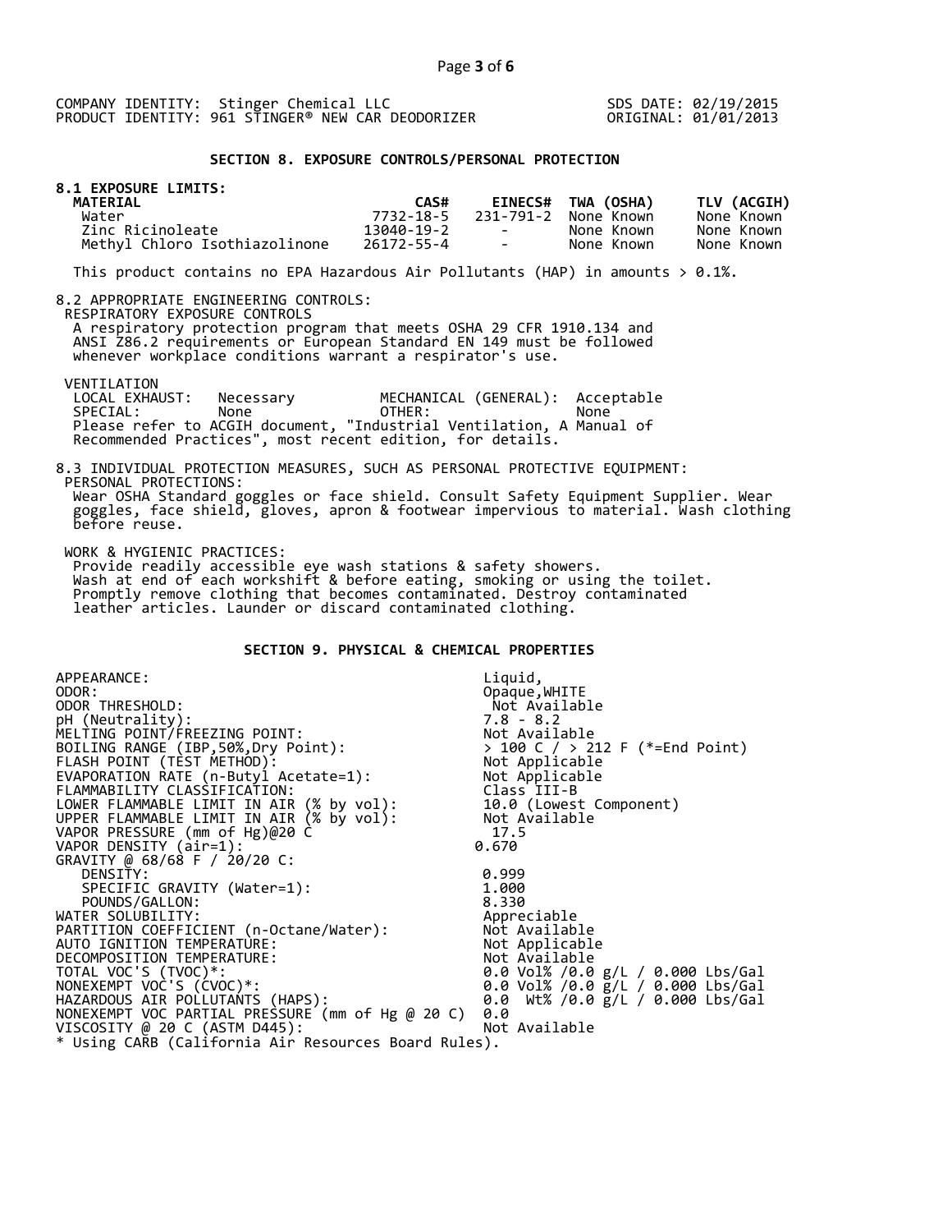COMPANY IDENTITY: Stinger Chemical LLC
PRODUCT IDENTITY: 961 STINGER® NEW CAR DEODORIZER

SDS DATE: 02/19/2015
ORIGINAL: 01/01/2013

## SECTION 8. EXPOSURE CONTROLS/PERSONAL PROTECTION

**8.1 EXPOSURE LIMITS:**

| MATERIAL | CAS# | EINECS# | TWA (OSHA) | TLV (ACGIH) |
|---|---|---|---|---|
| Water | 7732-18-5 | 231-791-2 | None Known | None Known |
| Zinc Ricinoleate | 13040-19-2 | - | None Known | None Known |
| Methyl Chloro Isothiazolinone | 26172-55-4 | - | None Known | None Known |

This product contains no EPA Hazardous Air Pollutants (HAP) in amounts > 0.1%.

8.2 APPROPRIATE ENGINEERING CONTROLS:

RESPIRATORY EXPOSURE CONTROLS

A respiratory protection program that meets OSHA 29 CFR 1910.134 and ANSI Z86.2 requirements or European Standard EN 149 must be followed whenever workplace conditions warrant a respirator's use.

VENTILATION

| | | | |
|---|---|---|---|
| LOCAL EXHAUST: | Necessary | MECHANICAL (GENERAL): | Acceptable |
| SPECIAL: | None | OTHER: | None |

Please refer to ACGIH document, "Industrial Ventilation, A Manual of Recommended Practices", most recent edition, for details.

8.3 INDIVIDUAL PROTECTION MEASURES, SUCH AS PERSONAL PROTECTIVE EQUIPMENT:

PERSONAL PROTECTIONS:

Wear OSHA Standard goggles or face shield. Consult Safety Equipment Supplier. Wear goggles, face shield, gloves, apron & footwear impervious to material. Wash clothing before reuse.

WORK & HYGIENIC PRACTICES:

Provide readily accessible eye wash stations & safety showers. Wash at end of each workshift & before eating, smoking or using the toilet. Promptly remove clothing that becomes contaminated. Destroy contaminated leather articles. Launder or discard contaminated clothing.

## SECTION 9. PHYSICAL & CHEMICAL PROPERTIES

| | |
|---|---|
| APPEARANCE: | Liquid, |
| ODOR: | Opaque,WHITE |
| ODOR THRESHOLD: | Not Available |
| pH (Neutrality): | 7.8 - 8.2 |
| MELTING POINT/FREEZING POINT: | Not Available |
| BOILING RANGE (IBP,50%,Dry Point): | > 100 C / > 212 F (*=End Point) |
| FLASH POINT (TEST METHOD): | Not Applicable |
| EVAPORATION RATE (n-Butyl Acetate=1): | Not Applicable |
| FLAMMABILITY CLASSIFICATION: | Class III-B |
| LOWER FLAMMABLE LIMIT IN AIR (% by vol): | 10.0 (Lowest Component) |
| UPPER FLAMMABLE LIMIT IN AIR (% by vol): | Not Available |
| VAPOR PRESSURE (mm of Hg)@20 C | 17.5 |
| VAPOR DENSITY (air=1): | 0.670 |
| GRAVITY @ 68/68 F / 20/20 C: | |
| DENSITY: | 0.999 |
| SPECIFIC GRAVITY (Water=1): | 1.000 |
| POUNDS/GALLON: | 8.330 |
| WATER SOLUBILITY: | Appreciable |
| PARTITION COEFFICIENT (n-Octane/Water): | Not Available |
| AUTO IGNITION TEMPERATURE: | Not Applicable |
| DECOMPOSITION TEMPERATURE: | Not Available |
| TOTAL VOC'S (TVOC)*: | 0.0 Vol% /0.0 g/L / 0.000 Lbs/Gal |
| NONEXEMPT VOC'S (CVOC)*: | 0.0 Vol% /0.0 g/L / 0.000 Lbs/Gal |
| HAZARDOUS AIR POLLUTANTS (HAPS): | 0.0 Wt% /0.0 g/L / 0.000 Lbs/Gal |
| NONEXEMPT VOC PARTIAL PRESSURE (mm of Hg @ 20 C) | 0.0 |
| VISCOSITY @ 20 C (ASTM D445): | Not Available |

* Using CARB (California Air Resources Board Rules).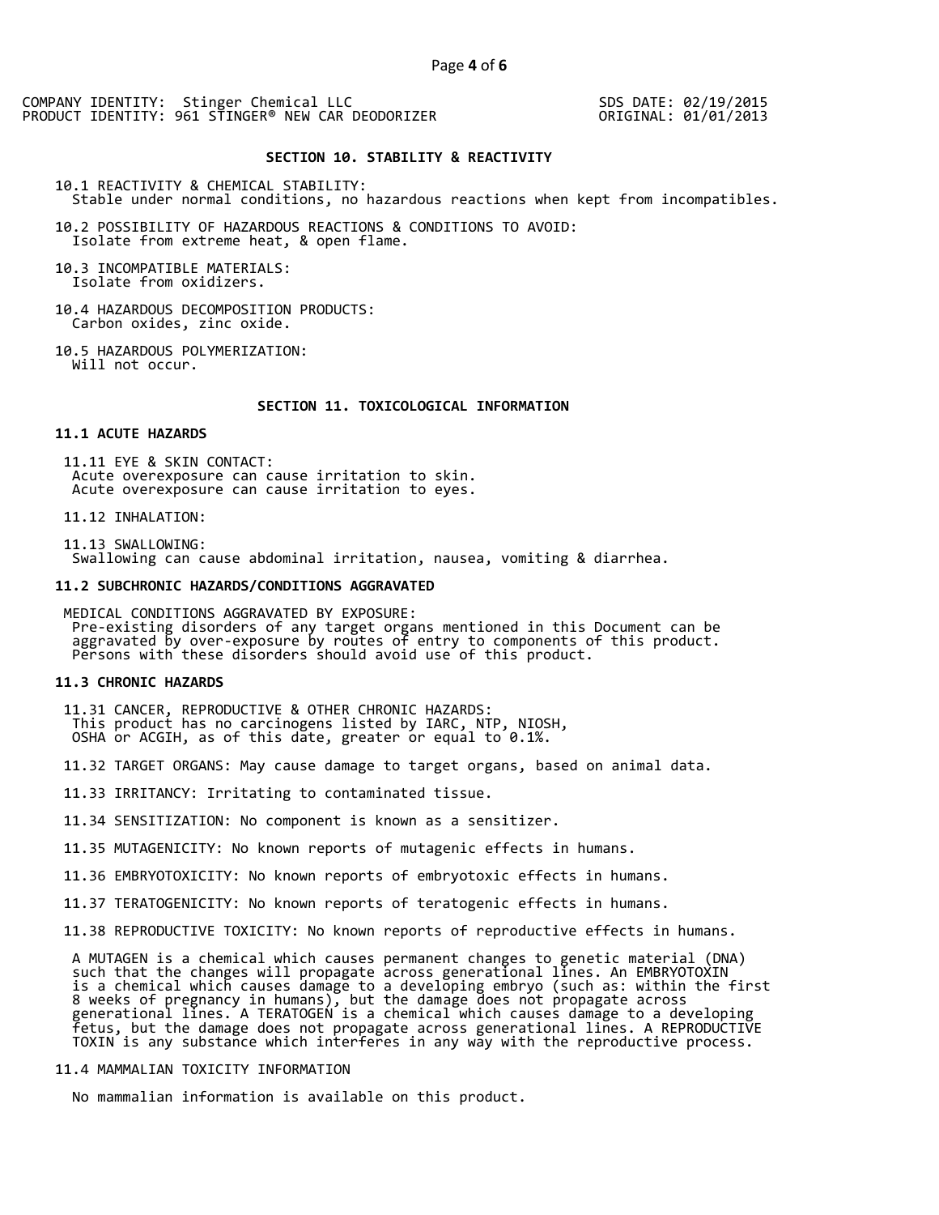COMPANY IDENTITY: Stinger Chemical LLC
PRODUCT IDENTITY: 961 STINGER® NEW CAR DEODORIZER

SDS DATE: 02/19/2015
ORIGINAL: 01/01/2013

## SECTION 10. STABILITY & REACTIVITY

10.1 REACTIVITY & CHEMICAL STABILITY:
Stable under normal conditions, no hazardous reactions when kept from incompatibles.

10.2 POSSIBILITY OF HAZARDOUS REACTIONS & CONDITIONS TO AVOID:
Isolate from extreme heat, & open flame.

10.3 INCOMPATIBLE MATERIALS:
Isolate from oxidizers.

10.4 HAZARDOUS DECOMPOSITION PRODUCTS:
Carbon oxides, zinc oxide.

10.5 HAZARDOUS POLYMERIZATION:
Will not occur.

## SECTION 11. TOXICOLOGICAL INFORMATION

### 11.1 ACUTE HAZARDS

11.11 EYE & SKIN CONTACT:
Acute overexposure can cause irritation to skin.
Acute overexposure can cause irritation to eyes.

11.12 INHALATION:

11.13 SWALLOWING:
Swallowing can cause abdominal irritation, nausea, vomiting & diarrhea.

### 11.2 SUBCHRONIC HAZARDS/CONDITIONS AGGRAVATED

MEDICAL CONDITIONS AGGRAVATED BY EXPOSURE:
Pre-existing disorders of any target organs mentioned in this Document can be aggravated by over-exposure by routes of entry to components of this product. Persons with these disorders should avoid use of this product.

### 11.3 CHRONIC HAZARDS

11.31 CANCER, REPRODUCTIVE & OTHER CHRONIC HAZARDS:
This product has no carcinogens listed by IARC, NTP, NIOSH, OSHA or ACGIH, as of this date, greater or equal to 0.1%.

11.32 TARGET ORGANS: May cause damage to target organs, based on animal data.

11.33 IRRITANCY: Irritating to contaminated tissue.

11.34 SENSITIZATION: No component is known as a sensitizer.

11.35 MUTAGENICITY: No known reports of mutagenic effects in humans.

11.36 EMBRYOTOXICITY: No known reports of embryotoxic effects in humans.

11.37 TERATOGENICITY: No known reports of teratogenic effects in humans.

11.38 REPRODUCTIVE TOXICITY: No known reports of reproductive effects in humans.

A MUTAGEN is a chemical which causes permanent changes to genetic material (DNA) such that the changes will propagate across generational lines. An EMBRYOTOXIN is a chemical which causes damage to a developing embryo (such as: within the first 8 weeks of pregnancy in humans), but the damage does not propagate across generational lines. A TERATOGEN is a chemical which causes damage to a developing fetus, but the damage does not propagate across generational lines. A REPRODUCTIVE TOXIN is any substance which interferes in any way with the reproductive process.

11.4 MAMMALIAN TOXICITY INFORMATION

No mammalian information is available on this product.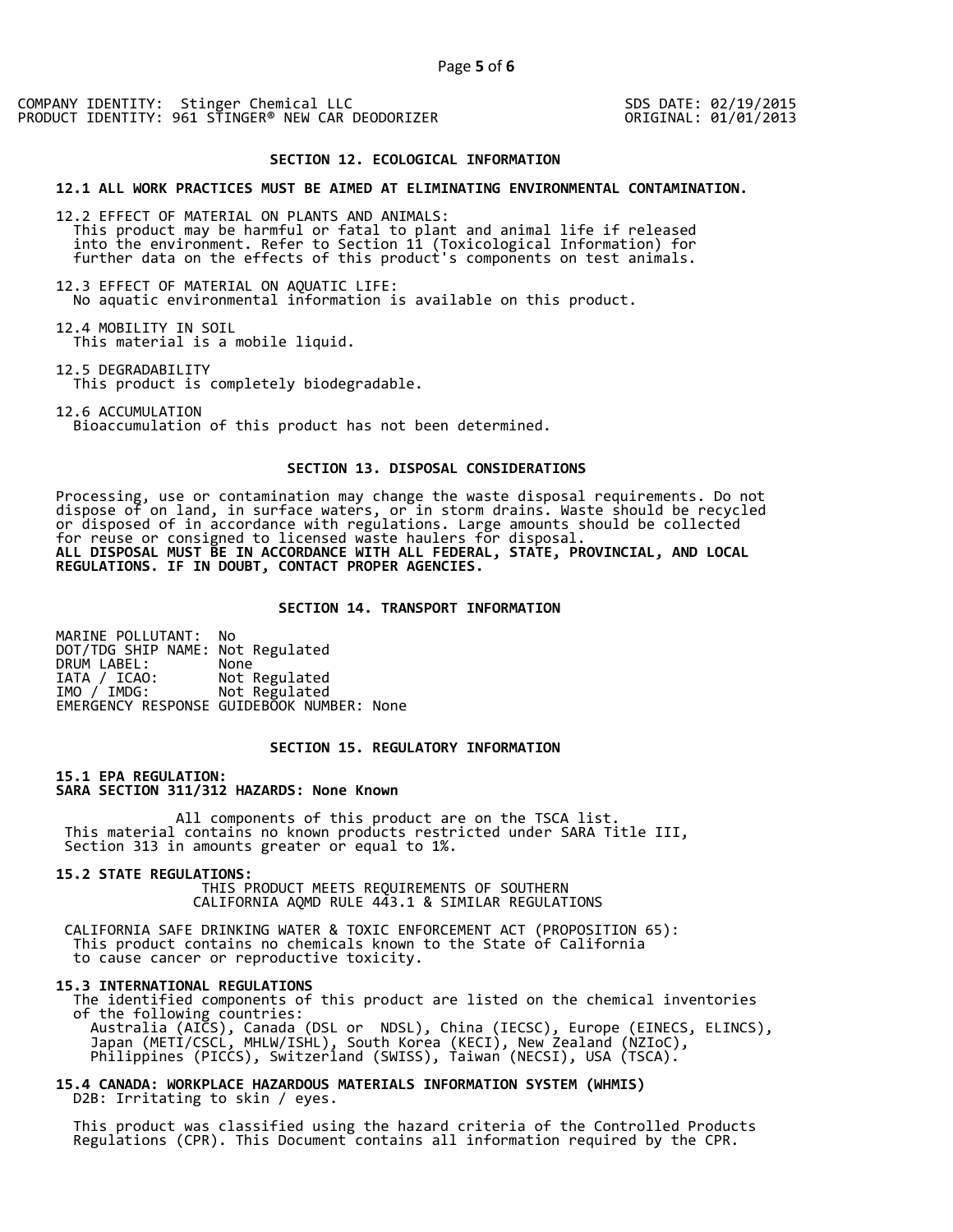COMPANY IDENTITY: Stinger Chemical LLC
PRODUCT IDENTITY: 961 STINGER® NEW CAR DEODORIZER

SDS DATE: 02/19/2015
ORIGINAL: 01/01/2013

## SECTION 12. ECOLOGICAL INFORMATION

**12.1 ALL WORK PRACTICES MUST BE AIMED AT ELIMINATING ENVIRONMENTAL CONTAMINATION.**

12.2 EFFECT OF MATERIAL ON PLANTS AND ANIMALS:
This product may be harmful or fatal to plant and animal life if released into the environment. Refer to Section 11 (Toxicological Information) for further data on the effects of this product's components on test animals.

12.3 EFFECT OF MATERIAL ON AQUATIC LIFE:
No aquatic environmental information is available on this product.

12.4 MOBILITY IN SOIL
This material is a mobile liquid.

12.5 DEGRADABILITY
This product is completely biodegradable.

12.6 ACCUMULATION
Bioaccumulation of this product has not been determined.

## SECTION 13. DISPOSAL CONSIDERATIONS

Processing, use or contamination may change the waste disposal requirements. Do not dispose of on land, in surface waters, or in storm drains. Waste should be recycled or disposed of in accordance with regulations. Large amounts should be collected for reuse or consigned to licensed waste haulers for disposal.
**ALL DISPOSAL MUST BE IN ACCORDANCE WITH ALL FEDERAL, STATE, PROVINCIAL, AND LOCAL REGULATIONS. IF IN DOUBT, CONTACT PROPER AGENCIES.**

## SECTION 14. TRANSPORT INFORMATION

MARINE POLLUTANT: No
DOT/TDG SHIP NAME: Not Regulated
DRUM LABEL: None
IATA / ICAO: Not Regulated
IMO / IMDG: Not Regulated
EMERGENCY RESPONSE GUIDEBOOK NUMBER: None

## SECTION 15. REGULATORY INFORMATION

**15.1 EPA REGULATION:**
**SARA SECTION 311/312 HAZARDS: None Known**

All components of this product are on the TSCA list.
This material contains no known products restricted under SARA Title III, Section 313 in amounts greater or equal to 1%.

**15.2 STATE REGULATIONS:**
THIS PRODUCT MEETS REQUIREMENTS OF SOUTHERN CALIFORNIA AQMD RULE 443.1 & SIMILAR REGULATIONS

CALIFORNIA SAFE DRINKING WATER & TOXIC ENFORCEMENT ACT (PROPOSITION 65):
This product contains no chemicals known to the State of California to cause cancer or reproductive toxicity.

**15.3 INTERNATIONAL REGULATIONS**
The identified components of this product are listed on the chemical inventories of the following countries:
Australia (AICS), Canada (DSL or NDSL), China (IECSC), Europe (EINECS, ELINCS), Japan (METI/CSCL, MHLW/ISHL), South Korea (KECI), New Zealand (NZIoC), Philippines (PICCS), Switzerland (SWISS), Taiwan (NECSI), USA (TSCA).

**15.4 CANADA: WORKPLACE HAZARDOUS MATERIALS INFORMATION SYSTEM (WHMIS)**
D2B: Irritating to skin / eyes.

This product was classified using the hazard criteria of the Controlled Products Regulations (CPR). This Document contains all information required by the CPR.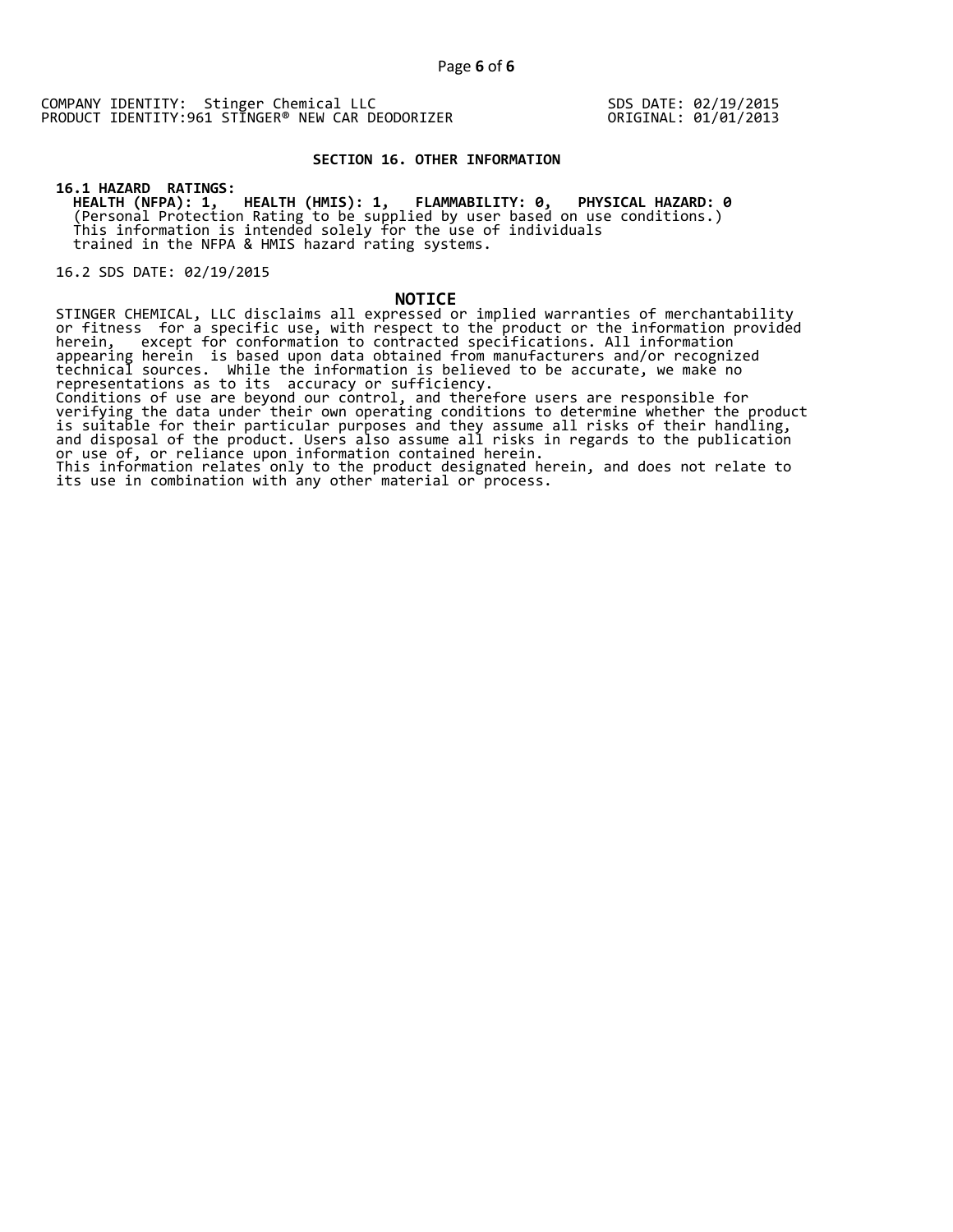## SECTION 16. OTHER INFORMATION

**16.1 HAZARD RATINGS:**

**HEALTH (NFPA): 1, HEALTH (HMIS): 1, FLAMMABILITY: 0, PHYSICAL HAZARD: 0**

(Personal Protection Rating to be supplied by user based on use conditions.)
This information is intended solely for the use of individuals trained in the NFPA & HMIS hazard rating systems.

16.2 SDS DATE: 02/19/2015

**NOTICE**

STINGER CHEMICAL, LLC disclaims all expressed or implied warranties of merchantability or fitness for a specific use, with respect to the product or the information provided herein, except for conformation to contracted specifications. All information appearing herein is based upon data obtained from manufacturers and/or recognized technical sources. While the information is believed to be accurate, we make no representations as to its accuracy or sufficiency.
Conditions of use are beyond our control, and therefore users are responsible for verifying the data under their own operating conditions to determine whether the product is suitable for their particular purposes and they assume all risks of their handling, and disposal of the product. Users also assume all risks in regards to the publication or use of, or reliance upon information contained herein.
This information relates only to the product designated herein, and does not relate to its use in combination with any other material or process.